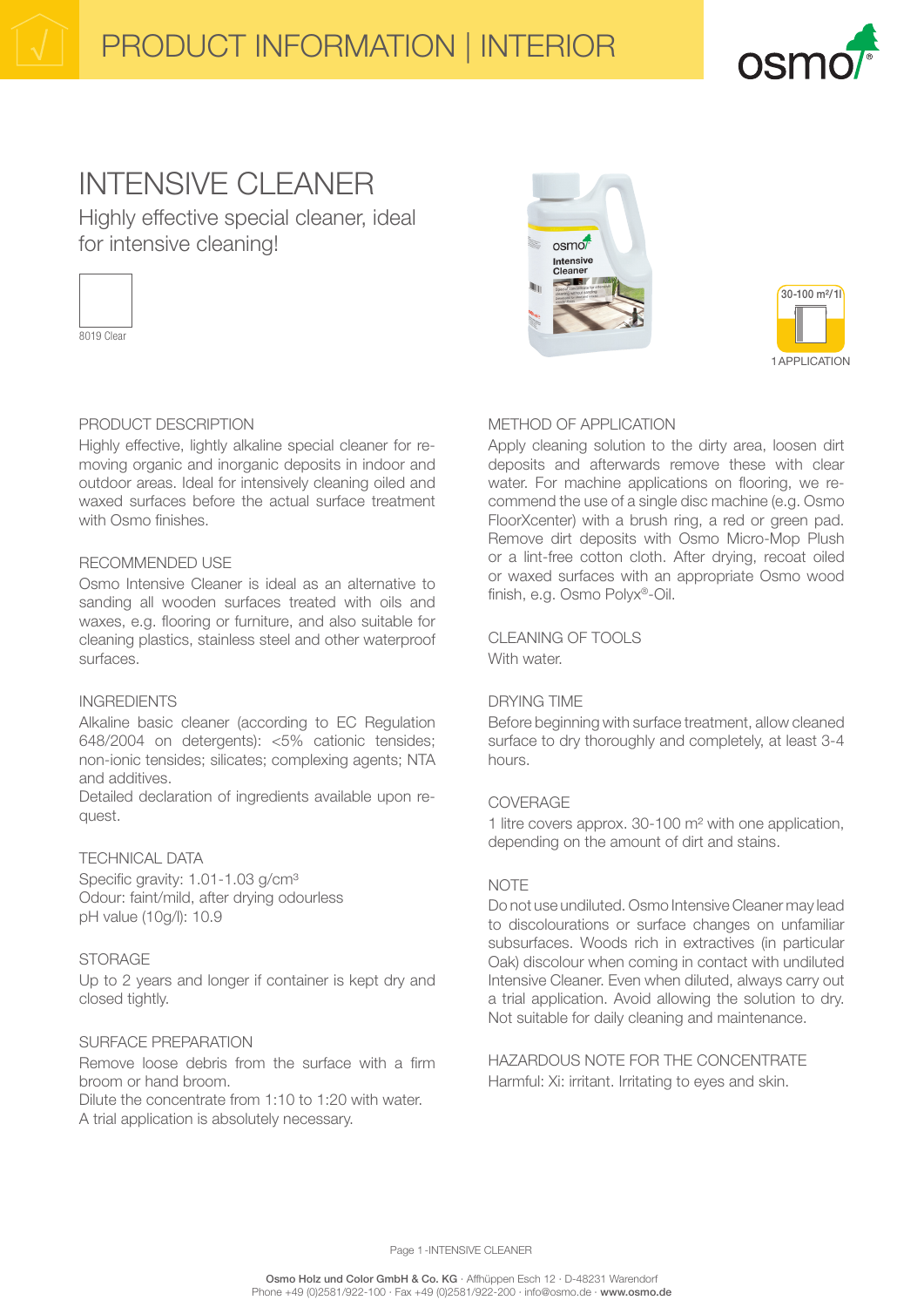PRODUCT INFORMATION | INTERIOR

# INTENSIVE CLEANER

Highly effective special cleaner, ideal for intensive cleaning!

8019 Clear

30-100 m²/1l

1 APPLICATION

## PRODUCT DESCRIPTION

Highly effective, lightly alkaline special cleaner for removing organic and inorganic deposits in indoor and outdoor areas. Ideal for intensively cleaning oiled and waxed surfaces before the actual surface treatment with Osmo finishes.

## RECOMMENDED USE

Osmo Intensive Cleaner is ideal as an alternative to sanding all wooden surfaces treated with oils and waxes, e.g. flooring or furniture, and also suitable for cleaning plastics, stainless steel and other waterproof surfaces.

## INGREDIENTS

Alkaline basic cleaner (according to EC Regulation 648/2004 on detergents): <5% cationic tensides; non-ionic tensides; silicates; complexing agents; NTA and additives.
Detailed declaration of ingredients available upon request.

## TECHNICAL DATA

Specific gravity: 1.01-1.03 g/cm³
Odour: faint/mild, after drying odourless
pH value (10g/l): 10.9

## STORAGE

Up to 2 years and longer if container is kept dry and closed tightly.

## SURFACE PREPARATION

Remove loose debris from the surface with a firm broom or hand broom.
Dilute the concentrate from 1:10 to 1:20 with water.
A trial application is absolutely necessary.

## METHOD OF APPLICATION

Apply cleaning solution to the dirty area, loosen dirt deposits and afterwards remove these with clear water. For machine applications on flooring, we recommend the use of a single disc machine (e.g. Osmo FloorXcenter) with a brush ring, a red or green pad. Remove dirt deposits with Osmo Micro-Mop Plush or a lint-free cotton cloth. After drying, recoat oiled or waxed surfaces with an appropriate Osmo wood finish, e.g. Osmo Polyx®-Oil.

## CLEANING OF TOOLS

With water.

## DRYING TIME

Before beginning with surface treatment, allow cleaned surface to dry thoroughly and completely, at least 3-4 hours.

## COVERAGE

1 litre covers approx. 30-100 m² with one application, depending on the amount of dirt and stains.

## NOTE

Do not use undiluted. Osmo Intensive Cleaner may lead to discolourations or surface changes on unfamiliar subsurfaces. Woods rich in extractives (in particular Oak) discolour when coming in contact with undiluted Intensive Cleaner. Even when diluted, always carry out a trial application. Avoid allowing the solution to dry. Not suitable for daily cleaning and maintenance.

## HAZARDOUS NOTE FOR THE CONCENTRATE

Harmful: Xi: irritant. Irritating to eyes and skin.

**Osmo Holz und Color GmbH & Co. KG** · Affhüppen Esch 12 · D-48231 Warendorf
Phone +49 (0)2581/922-100 · Fax +49 (0)2581/922-200 · info@osmo.de · **www.osmo.de**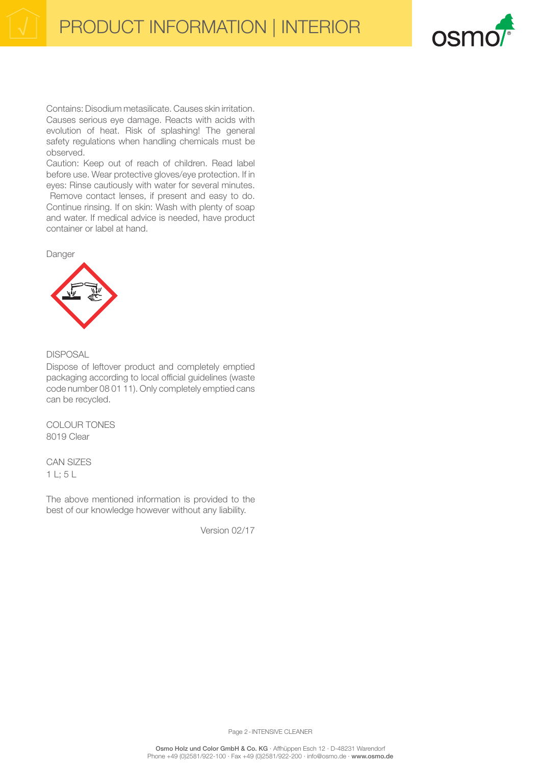Contains: Disodium metasilicate. Causes skin irritation. Causes serious eye damage. Reacts with acids with evolution of heat. Risk of splashing! The general safety regulations when handling chemicals must be observed.
Caution: Keep out of reach of children. Read label before use. Wear protective gloves/eye protection. If in eyes: Rinse cautiously with water for several minutes. Remove contact lenses, if present and easy to do. Continue rinsing. If on skin: Wash with plenty of soap and water. If medical advice is needed, have product container or label at hand.

Danger

## DISPOSAL

Dispose of leftover product and completely emptied packaging according to local official guidelines (waste code number 08 01 11). Only completely emptied cans can be recycled.

## COLOUR TONES

8019 Clear

## CAN SIZES

1 L; 5 L

The above mentioned information is provided to the best of our knowledge however without any liability.

Version 02/17

**Osmo Holz und Color GmbH & Co. KG** · Affhüppen Esch 12 · D-48231 Warendorf
Phone +49 (0)2581/922-100 · Fax +49 (0)2581/922-200 · info@osmo.de · **www.osmo.de**